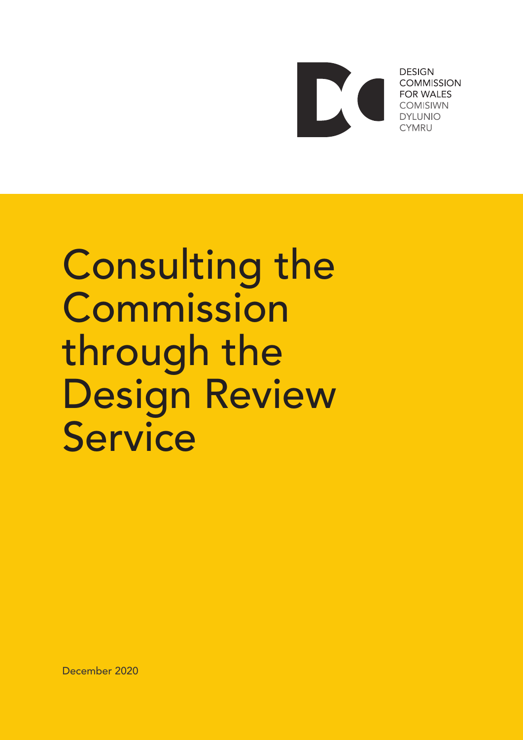DESIGN
COMMISSION
FOR WALES
COMISIWN
DYLUNIO
CYMRU

# Consulting the Commission through the Design Review Service

December 2020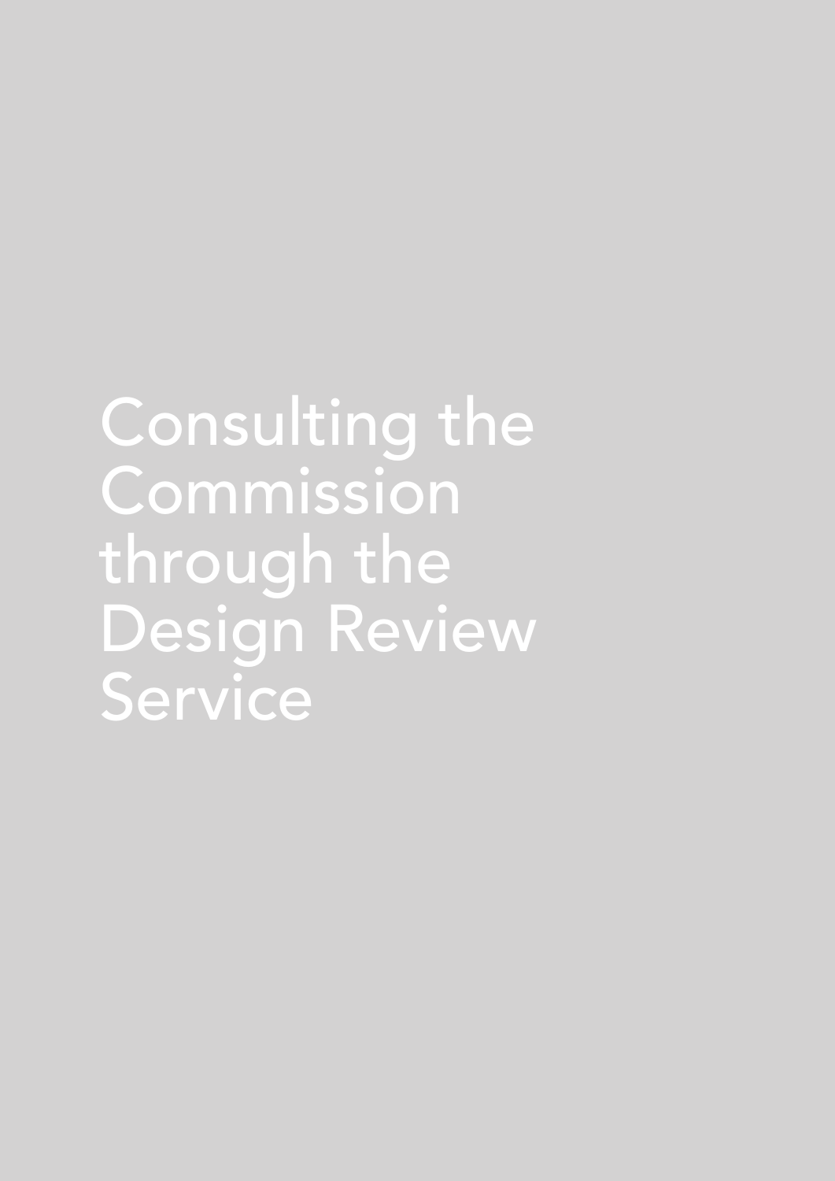# Consulting the Commission through the Design Review Service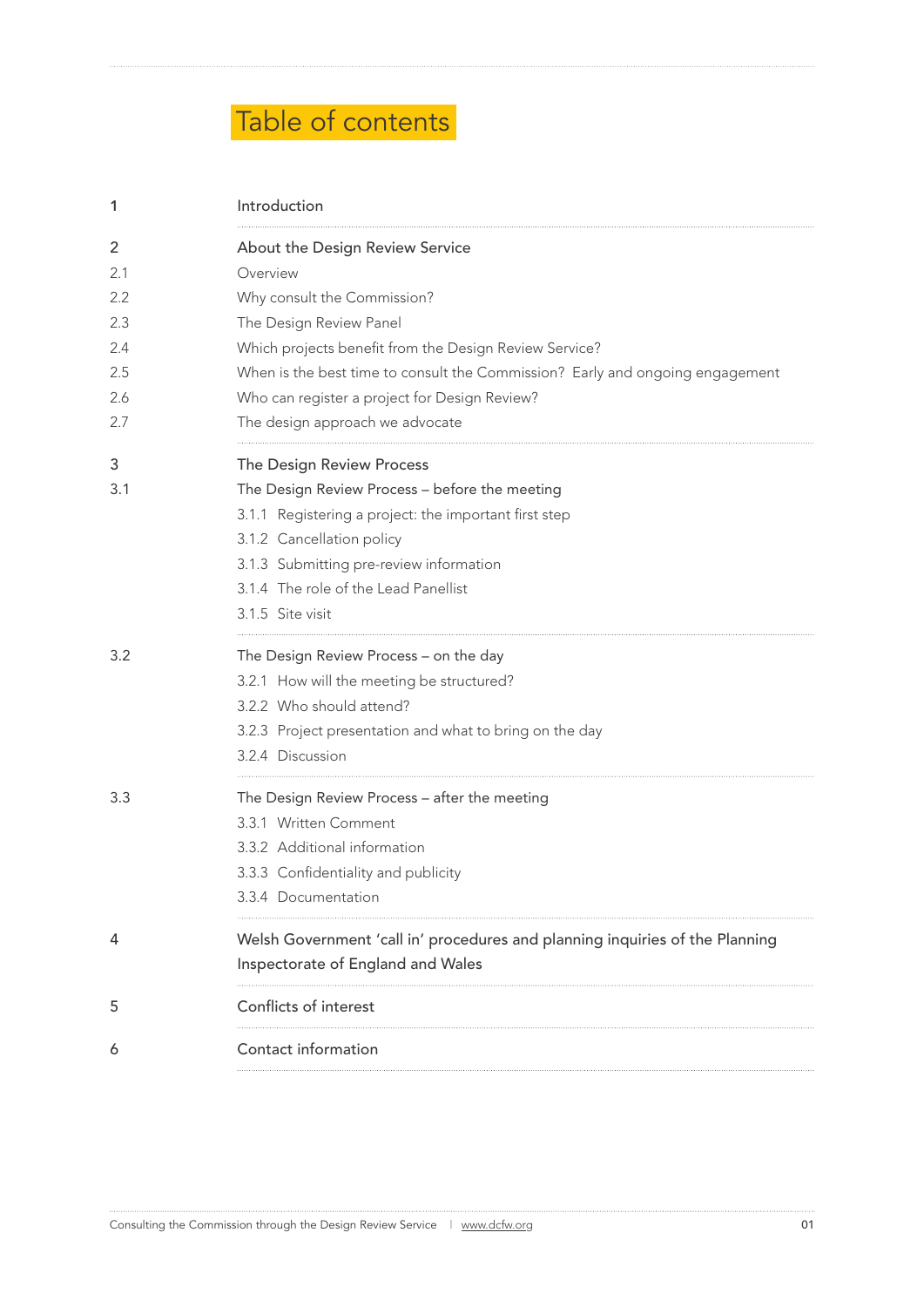# Table of contents

| | |
|---|---|
| 1 | Introduction |
| 2 | About the Design Review Service |
| 2.1 | Overview |
| 2.2 | Why consult the Commission? |
| 2.3 | The Design Review Panel |
| 2.4 | Which projects benefit from the Design Review Service? |
| 2.5 | When is the best time to consult the Commission? Early and ongoing engagement |
| 2.6 | Who can register a project for Design Review? |
| 2.7 | The design approach we advocate |
| 3 | The Design Review Process |
| 3.1 | The Design Review Process – before the meeting |
| | 3.1.1 Registering a project: the important first step |
| | 3.1.2 Cancellation policy |
| | 3.1.3 Submitting pre-review information |
| | 3.1.4 The role of the Lead Panellist |
| | 3.1.5 Site visit |
| 3.2 | The Design Review Process – on the day |
| | 3.2.1 How will the meeting be structured? |
| | 3.2.2 Who should attend? |
| | 3.2.3 Project presentation and what to bring on the day |
| | 3.2.4 Discussion |
| 3.3 | The Design Review Process – after the meeting |
| | 3.3.1 Written Comment |
| | 3.3.2 Additional information |
| | 3.3.3 Confidentiality and publicity |
| | 3.3.4 Documentation |
| 4 | Welsh Government 'call in' procedures and planning inquiries of the Planning Inspectorate of England and Wales |
| 5 | Conflicts of interest |
| 6 | Contact information |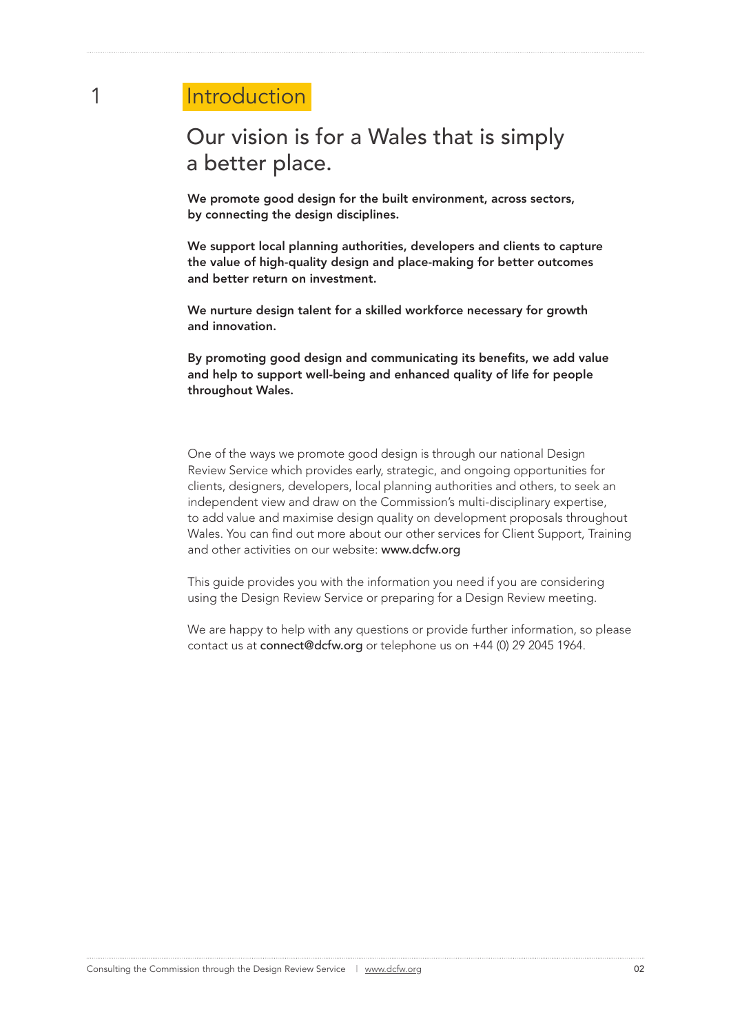# 1 Introduction

## Our vision is for a Wales that is simply a better place.

**We promote good design for the built environment, across sectors, by connecting the design disciplines.**

**We support local planning authorities, developers and clients to capture the value of high-quality design and place-making for better outcomes and better return on investment.**

**We nurture design talent for a skilled workforce necessary for growth and innovation.**

**By promoting good design and communicating its benefits, we add value and help to support well-being and enhanced quality of life for people throughout Wales.**

One of the ways we promote good design is through our national Design Review Service which provides early, strategic, and ongoing opportunities for clients, designers, developers, local planning authorities and others, to seek an independent view and draw on the Commission's multi-disciplinary expertise, to add value and maximise design quality on development proposals throughout Wales. You can find out more about our other services for Client Support, Training and other activities on our website: www.dcfw.org

This guide provides you with the information you need if you are considering using the Design Review Service or preparing for a Design Review meeting.

We are happy to help with any questions or provide further information, so please contact us at connect@dcfw.org or telephone us on +44 (0) 29 2045 1964.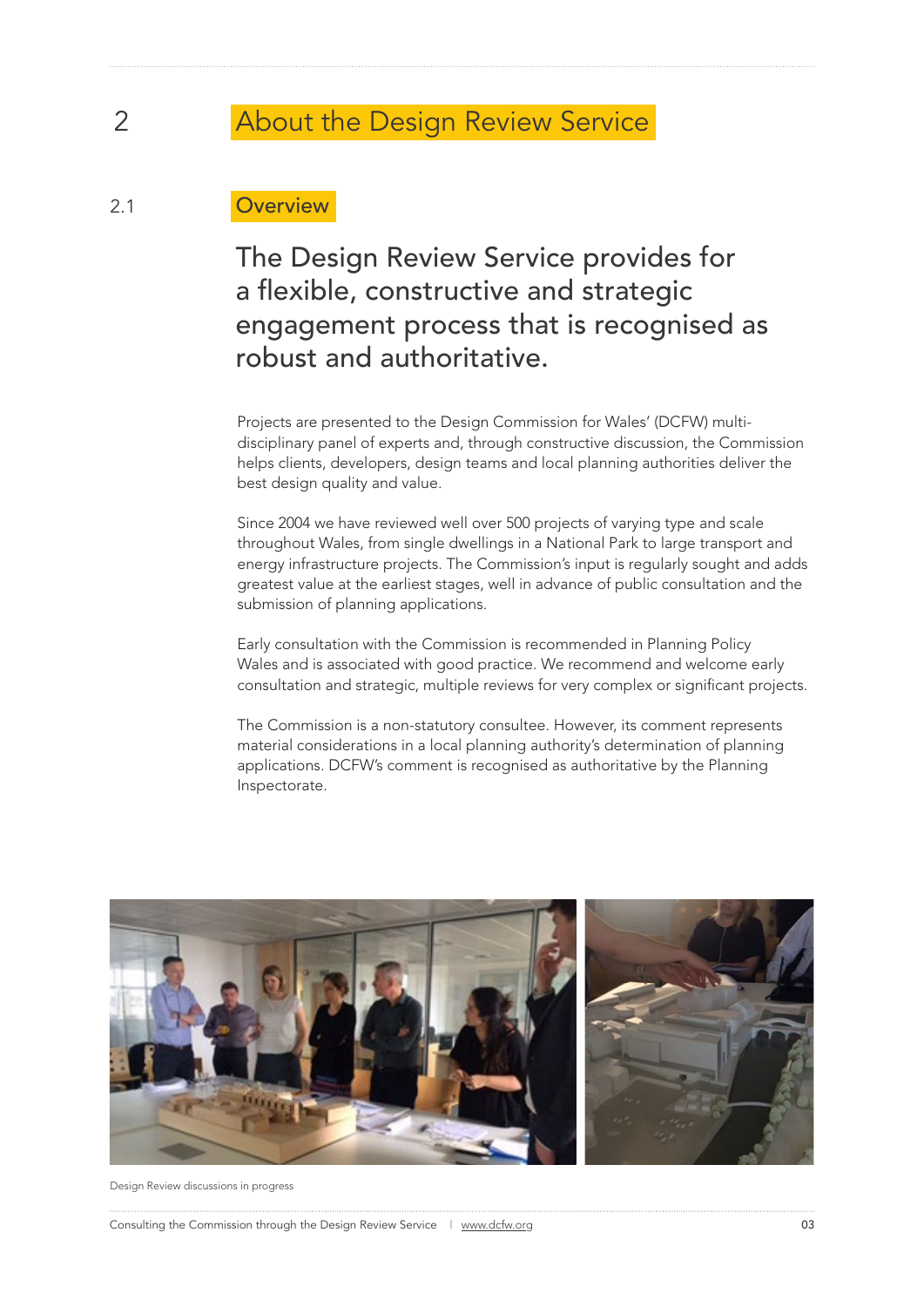# 2 About the Design Review Service

## 2.1 Overview

### The Design Review Service provides for a flexible, constructive and strategic engagement process that is recognised as robust and authoritative.

Projects are presented to the Design Commission for Wales' (DCFW) multi-disciplinary panel of experts and, through constructive discussion, the Commission helps clients, developers, design teams and local planning authorities deliver the best design quality and value.

Since 2004 we have reviewed well over 500 projects of varying type and scale throughout Wales, from single dwellings in a National Park to large transport and energy infrastructure projects. The Commission's input is regularly sought and adds greatest value at the earliest stages, well in advance of public consultation and the submission of planning applications.

Early consultation with the Commission is recommended in Planning Policy Wales and is associated with good practice. We recommend and welcome early consultation and strategic, multiple reviews for very complex or significant projects.

The Commission is a non-statutory consultee. However, its comment represents material considerations in a local planning authority's determination of planning applications. DCFW's comment is recognised as authoritative by the Planning Inspectorate.

Design Review discussions in progress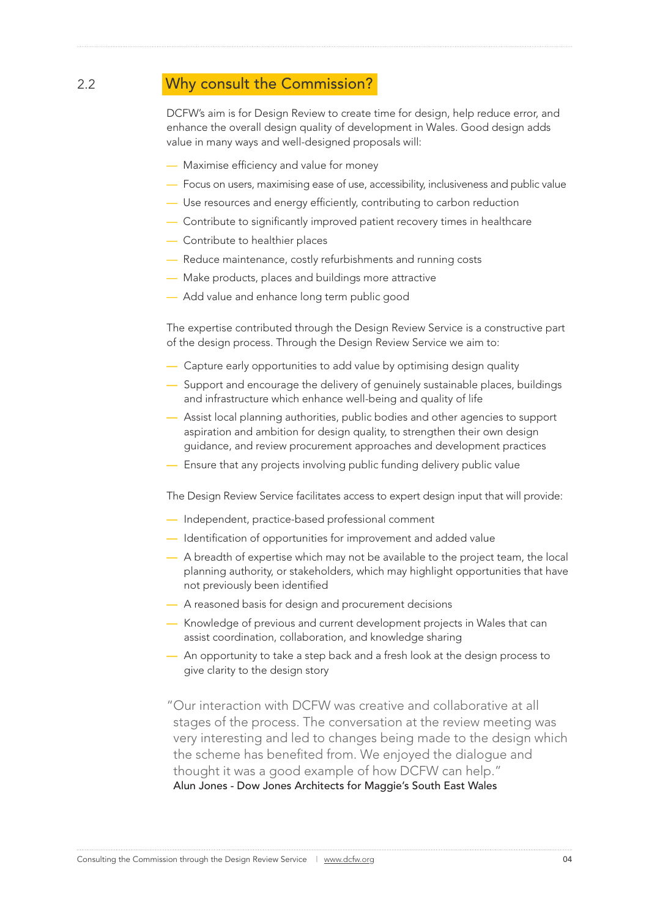## 2.2 Why consult the Commission?

DCFW's aim is for Design Review to create time for design, help reduce error, and enhance the overall design quality of development in Wales. Good design adds value in many ways and well-designed proposals will:

- Maximise efficiency and value for money
- Focus on users, maximising ease of use, accessibility, inclusiveness and public value
- Use resources and energy efficiently, contributing to carbon reduction
- Contribute to significantly improved patient recovery times in healthcare
- Contribute to healthier places
- Reduce maintenance, costly refurbishments and running costs
- Make products, places and buildings more attractive
- Add value and enhance long term public good

The expertise contributed through the Design Review Service is a constructive part of the design process. Through the Design Review Service we aim to:

- Capture early opportunities to add value by optimising design quality
- Support and encourage the delivery of genuinely sustainable places, buildings and infrastructure which enhance well-being and quality of life
- Assist local planning authorities, public bodies and other agencies to support aspiration and ambition for design quality, to strengthen their own design guidance, and review procurement approaches and development practices
- Ensure that any projects involving public funding delivery public value

The Design Review Service facilitates access to expert design input that will provide:

- Independent, practice-based professional comment
- Identification of opportunities for improvement and added value
- A breadth of expertise which may not be available to the project team, the local planning authority, or stakeholders, which may highlight opportunities that have not previously been identified
- A reasoned basis for design and procurement decisions
- Knowledge of previous and current development projects in Wales that can assist coordination, collaboration, and knowledge sharing
- An opportunity to take a step back and a fresh look at the design process to give clarity to the design story

> "Our interaction with DCFW was creative and collaborative at all stages of the process. The conversation at the review meeting was very interesting and led to changes being made to the design which the scheme has benefited from. We enjoyed the dialogue and thought it was a good example of how DCFW can help."
>
> Alun Jones - Dow Jones Architects for Maggie's South East Wales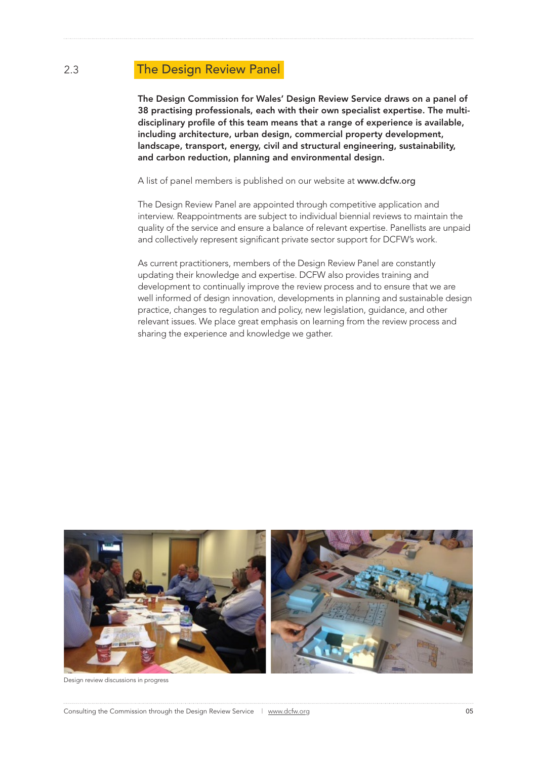## 2.3 The Design Review Panel

**The Design Commission for Wales' Design Review Service draws on a panel of 38 practising professionals, each with their own specialist expertise. The multi-disciplinary profile of this team means that a range of experience is available, including architecture, urban design, commercial property development, landscape, transport, energy, civil and structural engineering, sustainability, and carbon reduction, planning and environmental design.**

A list of panel members is published on our website at **www.dcfw.org**

The Design Review Panel are appointed through competitive application and interview. Reappointments are subject to individual biennial reviews to maintain the quality of the service and ensure a balance of relevant expertise. Panellists are unpaid and collectively represent significant private sector support for DCFW's work.

As current practitioners, members of the Design Review Panel are constantly updating their knowledge and expertise. DCFW also provides training and development to continually improve the review process and to ensure that we are well informed of design innovation, developments in planning and sustainable design practice, changes to regulation and policy, new legislation, guidance, and other relevant issues. We place great emphasis on learning from the review process and sharing the experience and knowledge we gather.

Design review discussions in progress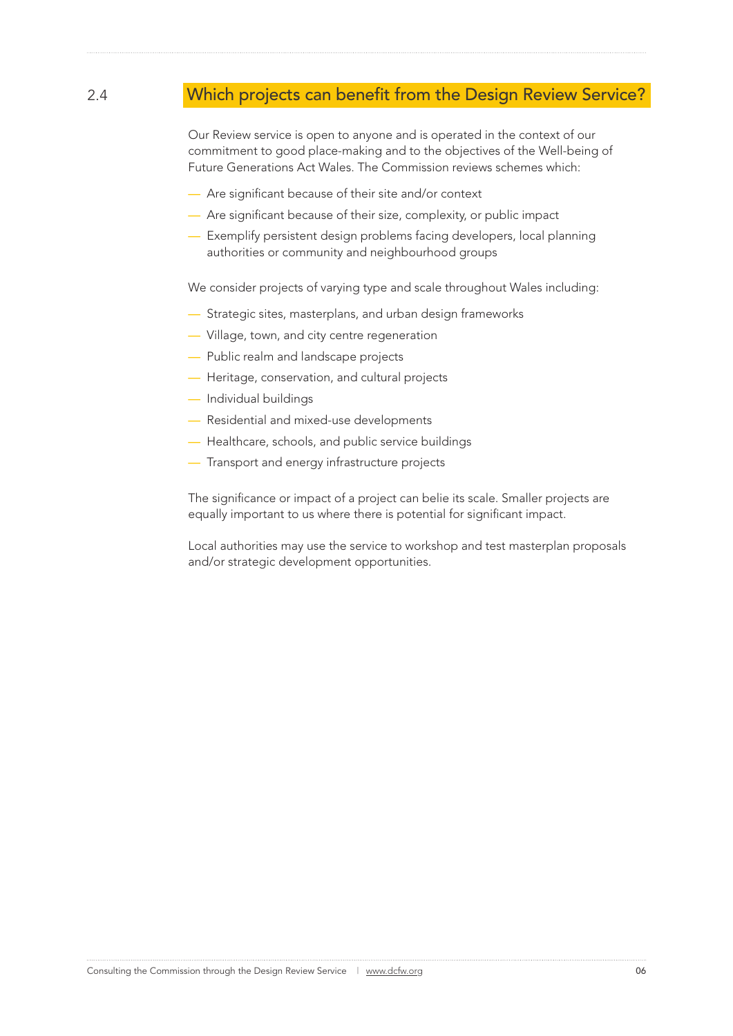## 2.4 Which projects can benefit from the Design Review Service?

Our Review service is open to anyone and is operated in the context of our commitment to good place-making and to the objectives of the Well-being of Future Generations Act Wales. The Commission reviews schemes which:

- Are significant because of their site and/or context
- Are significant because of their size, complexity, or public impact
- Exemplify persistent design problems facing developers, local planning authorities or community and neighbourhood groups

We consider projects of varying type and scale throughout Wales including:

- Strategic sites, masterplans, and urban design frameworks
- Village, town, and city centre regeneration
- Public realm and landscape projects
- Heritage, conservation, and cultural projects
- Individual buildings
- Residential and mixed-use developments
- Healthcare, schools, and public service buildings
- Transport and energy infrastructure projects

The significance or impact of a project can belie its scale. Smaller projects are equally important to us where there is potential for significant impact.

Local authorities may use the service to workshop and test masterplan proposals and/or strategic development opportunities.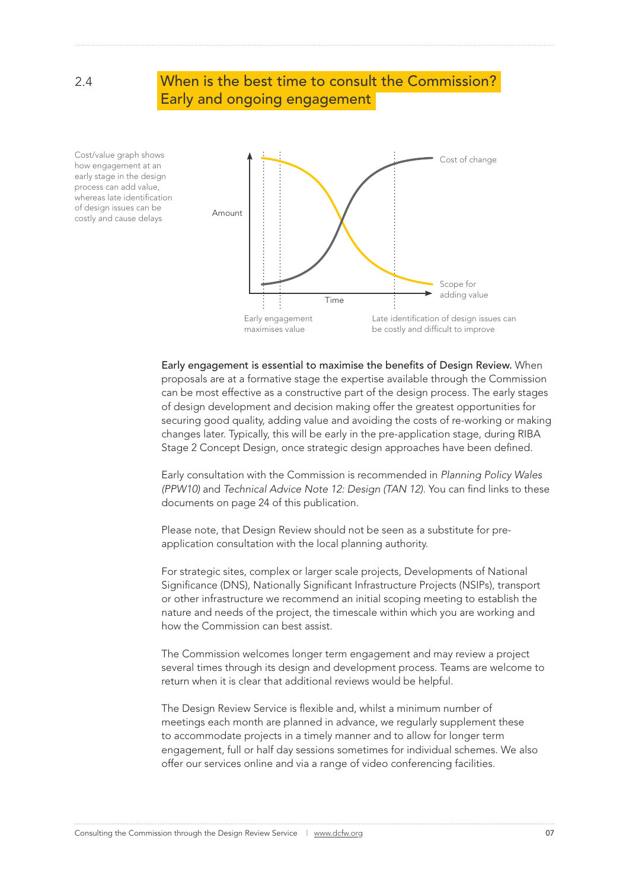## 2.4 When is the best time to consult the Commission? Early and ongoing engagement

Cost/value graph shows how engagement at an early stage in the design process can add value, whereas late identification of design issues can be costly and cause delays

Amount

Time

Cost of change

Scope for adding value

Early engagement maximises value

Late identification of design issues can be costly and difficult to improve

Early engagement is essential to maximise the benefits of Design Review. When proposals are at a formative stage the expertise available through the Commission can be most effective as a constructive part of the design process. The early stages of design development and decision making offer the greatest opportunities for securing good quality, adding value and avoiding the costs of re-working or making changes later. Typically, this will be early in the pre-application stage, during RIBA Stage 2 Concept Design, once strategic design approaches have been defined.

Early consultation with the Commission is recommended in *Planning Policy Wales (PPW10)* and *Technical Advice Note 12: Design (TAN 12)*. You can find links to these documents on page 24 of this publication.

Please note, that Design Review should not be seen as a substitute for pre-application consultation with the local planning authority.

For strategic sites, complex or larger scale projects, Developments of National Significance (DNS), Nationally Significant Infrastructure Projects (NSIPs), transport or other infrastructure we recommend an initial scoping meeting to establish the nature and needs of the project, the timescale within which you are working and how the Commission can best assist.

The Commission welcomes longer term engagement and may review a project several times through its design and development process. Teams are welcome to return when it is clear that additional reviews would be helpful.

The Design Review Service is flexible and, whilst a minimum number of meetings each month are planned in advance, we regularly supplement these to accommodate projects in a timely manner and to allow for longer term engagement, full or half day sessions sometimes for individual schemes. We also offer our services online and via a range of video conferencing facilities.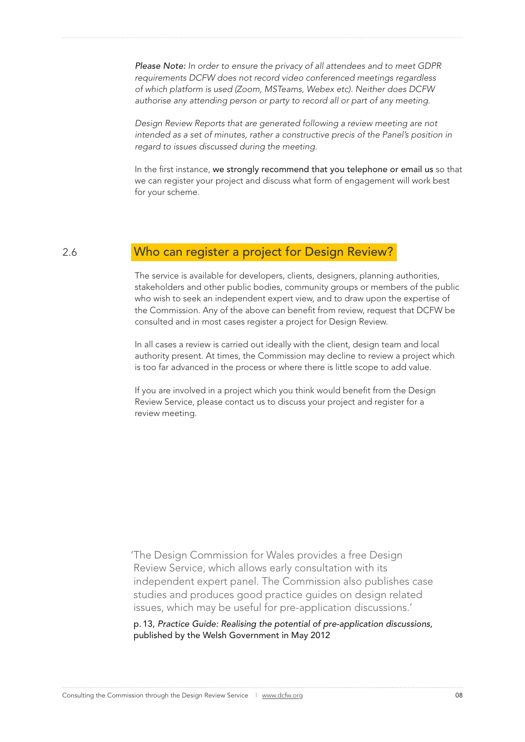*Please Note: In order to ensure the privacy of all attendees and to meet GDPR requirements DCFW does not record video conferenced meetings regardless of which platform is used (Zoom, MSTeams, Webex etc). Neither does DCFW authorise any attending person or party to record all or part of any meeting.*

*Design Review Reports that are generated following a review meeting are not intended as a set of minutes, rather a constructive precis of the Panel's position in regard to issues discussed during the meeting.*

In the first instance, we strongly recommend that you telephone or email us so that we can register your project and discuss what form of engagement will work best for your scheme.

## 2.6 Who can register a project for Design Review?

The service is available for developers, clients, designers, planning authorities, stakeholders and other public bodies, community groups or members of the public who wish to seek an independent expert view, and to draw upon the expertise of the Commission. Any of the above can benefit from review, request that DCFW be consulted and in most cases register a project for Design Review.

In all cases a review is carried out ideally with the client, design team and local authority present. At times, the Commission may decline to review a project which is too far advanced in the process or where there is little scope to add value.

If you are involved in a project which you think would benefit from the Design Review Service, please contact us to discuss your project and register for a review meeting.

> 'The Design Commission for Wales provides a free Design Review Service, which allows early consultation with its independent expert panel. The Commission also publishes case studies and produces good practice guides on design related issues, which may be useful for pre-application discussions.'
>
> p. 13, *Practice Guide: Realising the potential of pre-application discussions*, published by the Welsh Government in May 2012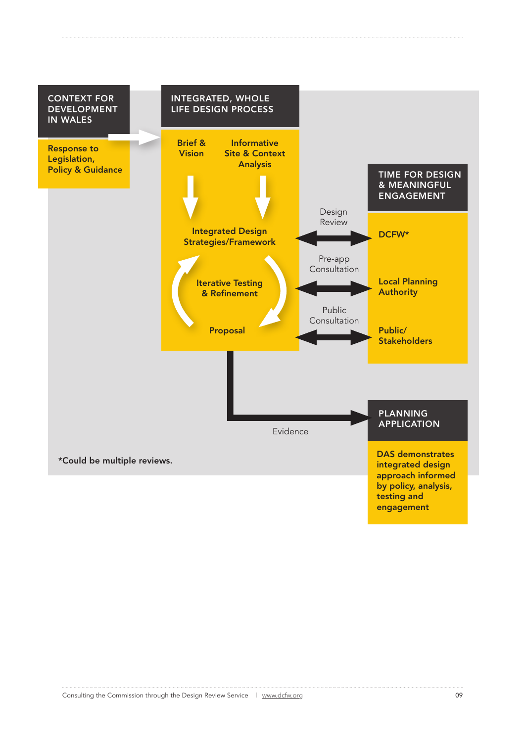**CONTEXT FOR DEVELOPMENT IN WALES**

Response to Legislation, Policy & Guidance

**INTEGRATED, WHOLE LIFE DESIGN PROCESS**

Brief & Vision

Informative Site & Context Analysis

Integrated Design Strategies/Framework

Iterative Testing & Refinement

Proposal

**TIME FOR DESIGN & MEANINGFUL ENGAGEMENT**

Design Review — DCFW*

Pre-app Consultation — Local Planning Authority

Public Consultation — Public/ Stakeholders

Evidence

**PLANNING APPLICATION**

DAS demonstrates integrated design approach informed by policy, analysis, testing and engagement

*Could be multiple reviews.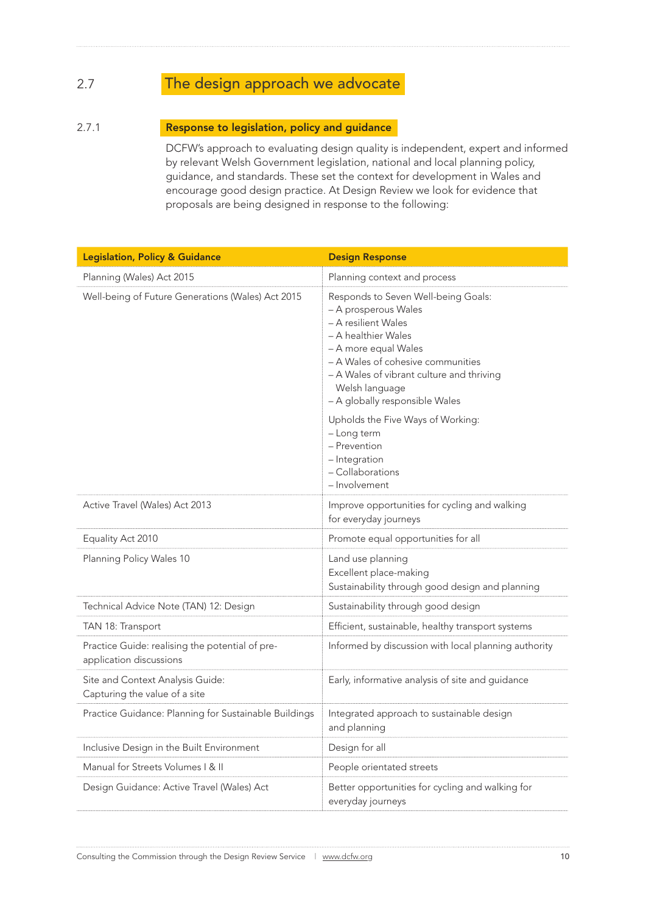## 2.7 The design approach we advocate

### 2.7.1 Response to legislation, policy and guidance

DCFW's approach to evaluating design quality is independent, expert and informed by relevant Welsh Government legislation, national and local planning policy, guidance, and standards. These set the context for development in Wales and encourage good design practice. At Design Review we look for evidence that proposals are being designed in response to the following:

| Legislation, Policy & Guidance | Design Response |
|---|---|
| Planning (Wales) Act 2015 | Planning context and process |
| Well-being of Future Generations (Wales) Act 2015 | Responds to Seven Well-being Goals:<br>– A prosperous Wales<br>– A resilient Wales<br>– A healthier Wales<br>– A more equal Wales<br>– A Wales of cohesive communities<br>– A Wales of vibrant culture and thriving Welsh language<br>– A globally responsible Wales<br><br>Upholds the Five Ways of Working:<br>– Long term<br>– Prevention<br>– Integration<br>– Collaborations<br>– Involvement |
| Active Travel (Wales) Act 2013 | Improve opportunities for cycling and walking for everyday journeys |
| Equality Act 2010 | Promote equal opportunities for all |
| Planning Policy Wales 10 | Land use planning<br>Excellent place-making<br>Sustainability through good design and planning |
| Technical Advice Note (TAN) 12: Design | Sustainability through good design |
| TAN 18: Transport | Efficient, sustainable, healthy transport systems |
| Practice Guide: realising the potential of pre-application discussions | Informed by discussion with local planning authority |
| Site and Context Analysis Guide: Capturing the value of a site | Early, informative analysis of site and guidance |
| Practice Guidance: Planning for Sustainable Buildings | Integrated approach to sustainable design and planning |
| Inclusive Design in the Built Environment | Design for all |
| Manual for Streets Volumes I & II | People orientated streets |
| Design Guidance: Active Travel (Wales) Act | Better opportunities for cycling and walking for everyday journeys |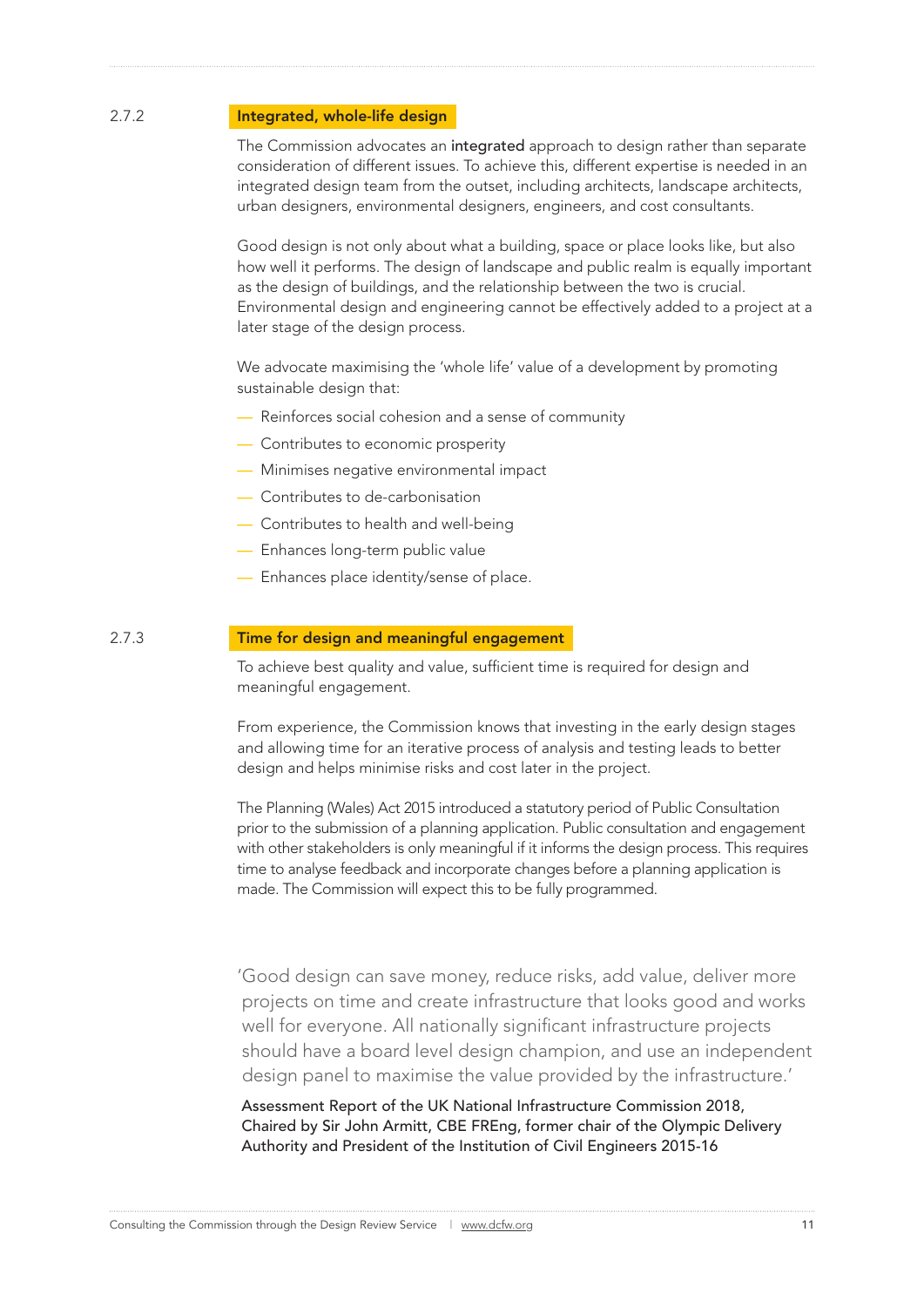### 2.7.2 Integrated, whole-life design

The Commission advocates an **integrated** approach to design rather than separate consideration of different issues. To achieve this, different expertise is needed in an integrated design team from the outset, including architects, landscape architects, urban designers, environmental designers, engineers, and cost consultants.

Good design is not only about what a building, space or place looks like, but also how well it performs. The design of landscape and public realm is equally important as the design of buildings, and the relationship between the two is crucial. Environmental design and engineering cannot be effectively added to a project at a later stage of the design process.

We advocate maximising the 'whole life' value of a development by promoting sustainable design that:

- Reinforces social cohesion and a sense of community
- Contributes to economic prosperity
- Minimises negative environmental impact
- Contributes to de-carbonisation
- Contributes to health and well-being
- Enhances long-term public value
- Enhances place identity/sense of place.

### 2.7.3 Time for design and meaningful engagement

To achieve best quality and value, sufficient time is required for design and meaningful engagement.

From experience, the Commission knows that investing in the early design stages and allowing time for an iterative process of analysis and testing leads to better design and helps minimise risks and cost later in the project.

The Planning (Wales) Act 2015 introduced a statutory period of Public Consultation prior to the submission of a planning application. Public consultation and engagement with other stakeholders is only meaningful if it informs the design process. This requires time to analyse feedback and incorporate changes before a planning application is made. The Commission will expect this to be fully programmed.

> 'Good design can save money, reduce risks, add value, deliver more projects on time and create infrastructure that looks good and works well for everyone. All nationally significant infrastructure projects should have a board level design champion, and use an independent design panel to maximise the value provided by the infrastructure.'
>
> Assessment Report of the UK National Infrastructure Commission 2018, Chaired by Sir John Armitt, CBE FREng, former chair of the Olympic Delivery Authority and President of the Institution of Civil Engineers 2015-16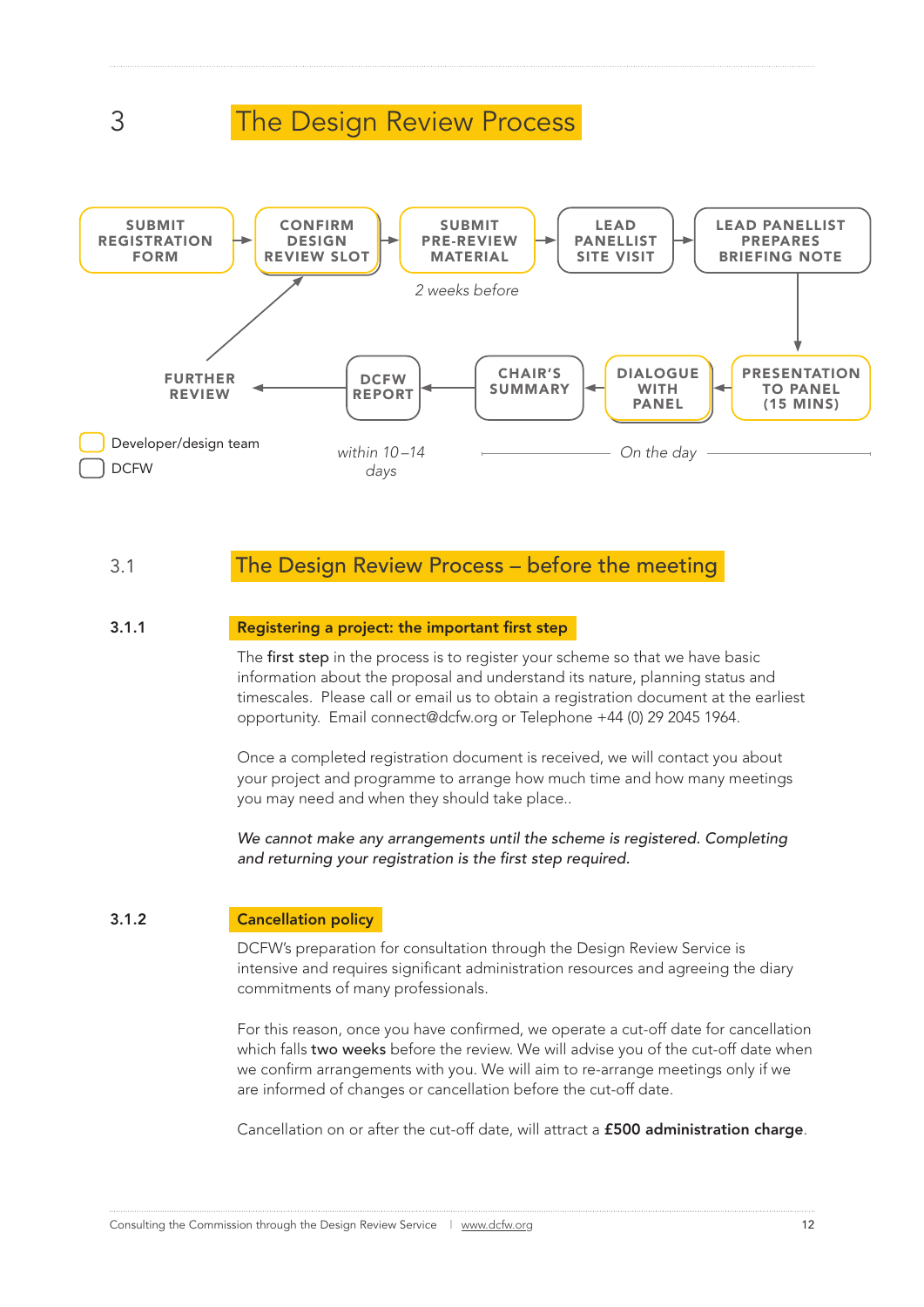# 3 The Design Review Process

SUBMIT REGISTRATION FORM → CONFIRM DESIGN REVIEW SLOT → SUBMIT PRE-REVIEW MATERIAL → LEAD PANELLIST SITE VISIT → LEAD PANELLIST PREPARES BRIEFING NOTE

*2 weeks before*

PRESENTATION TO PANEL (15 MINS) → DIALOGUE WITH PANEL → CHAIR'S SUMMARY → DCFW REPORT → FURTHER REVIEW → CONFIRM DESIGN REVIEW SLOT

*within 10 –14 days*

*On the day*

Developer/design team

DCFW

## 3.1 The Design Review Process – before the meeting

### 3.1.1 Registering a project: the important first step

The first step in the process is to register your scheme so that we have basic information about the proposal and understand its nature, planning status and timescales. Please call or email us to obtain a registration document at the earliest opportunity. Email connect@dcfw.org or Telephone +44 (0) 29 2045 1964.

Once a completed registration document is received, we will contact you about your project and programme to arrange how much time and how many meetings you may need and when they should take place..

*We cannot make any arrangements until the scheme is registered. Completing and returning your registration is the first step required.*

### 3.1.2 Cancellation policy

DCFW's preparation for consultation through the Design Review Service is intensive and requires significant administration resources and agreeing the diary commitments of many professionals.

For this reason, once you have confirmed, we operate a cut-off date for cancellation which falls two weeks before the review. We will advise you of the cut-off date when we confirm arrangements with you. We will aim to re-arrange meetings only if we are informed of changes or cancellation before the cut-off date.

Cancellation on or after the cut-off date, will attract a **£500 administration charge**.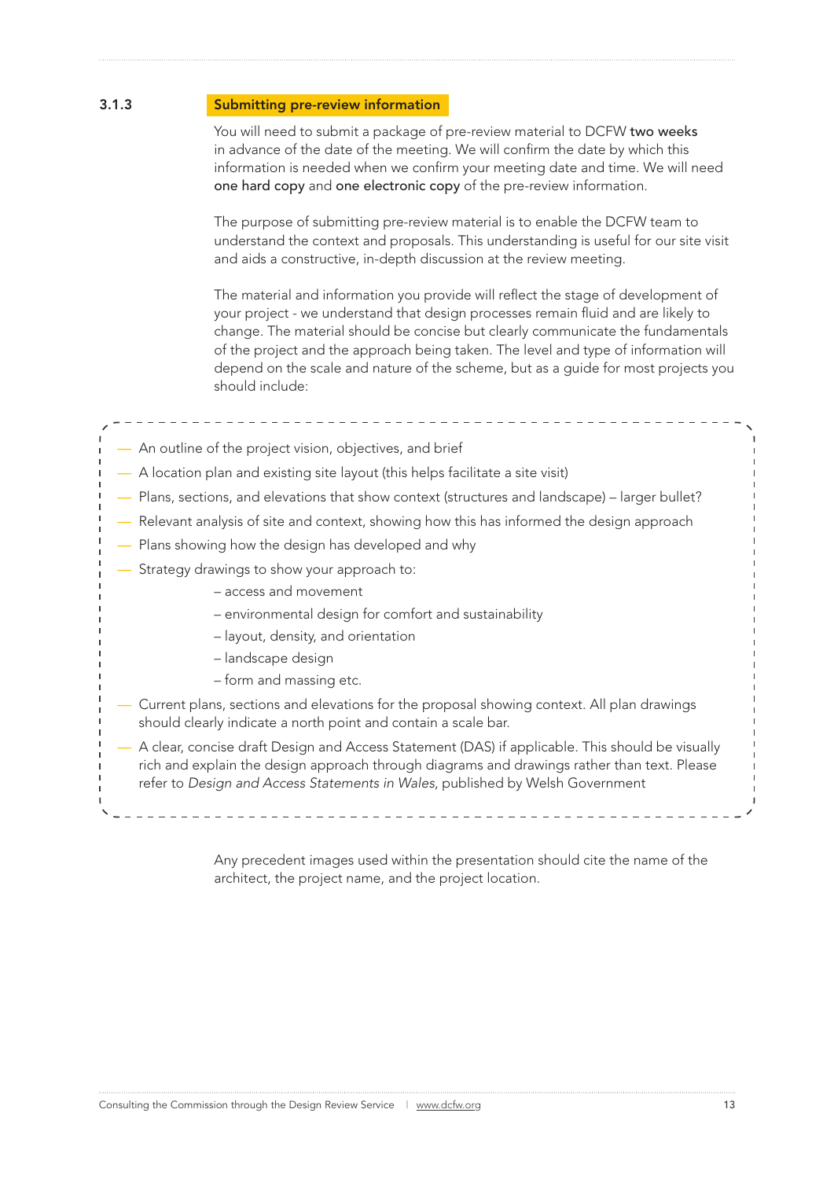### 3.1.3 Submitting pre-review information

You will need to submit a package of pre-review material to DCFW **two weeks** in advance of the date of the meeting. We will confirm the date by which this information is needed when we confirm your meeting date and time. We will need **one hard copy** and **one electronic copy** of the pre-review information.

The purpose of submitting pre-review material is to enable the DCFW team to understand the context and proposals. This understanding is useful for our site visit and aids a constructive, in-depth discussion at the review meeting.

The material and information you provide will reflect the stage of development of your project - we understand that design processes remain fluid and are likely to change. The material should be concise but clearly communicate the fundamentals of the project and the approach being taken. The level and type of information will depend on the scale and nature of the scheme, but as a guide for most projects you should include:

- An outline of the project vision, objectives, and brief
- A location plan and existing site layout (this helps facilitate a site visit)
- Plans, sections, and elevations that show context (structures and landscape) – larger bullet?
- Relevant analysis of site and context, showing how this has informed the design approach
- Plans showing how the design has developed and why
- Strategy drawings to show your approach to:
  - access and movement
  - environmental design for comfort and sustainability
  - layout, density, and orientation
  - landscape design
  - form and massing etc.
- Current plans, sections and elevations for the proposal showing context. All plan drawings should clearly indicate a north point and contain a scale bar.
- A clear, concise draft Design and Access Statement (DAS) if applicable. This should be visually rich and explain the design approach through diagrams and drawings rather than text. Please refer to *Design and Access Statements in Wales*, published by Welsh Government

Any precedent images used within the presentation should cite the name of the architect, the project name, and the project location.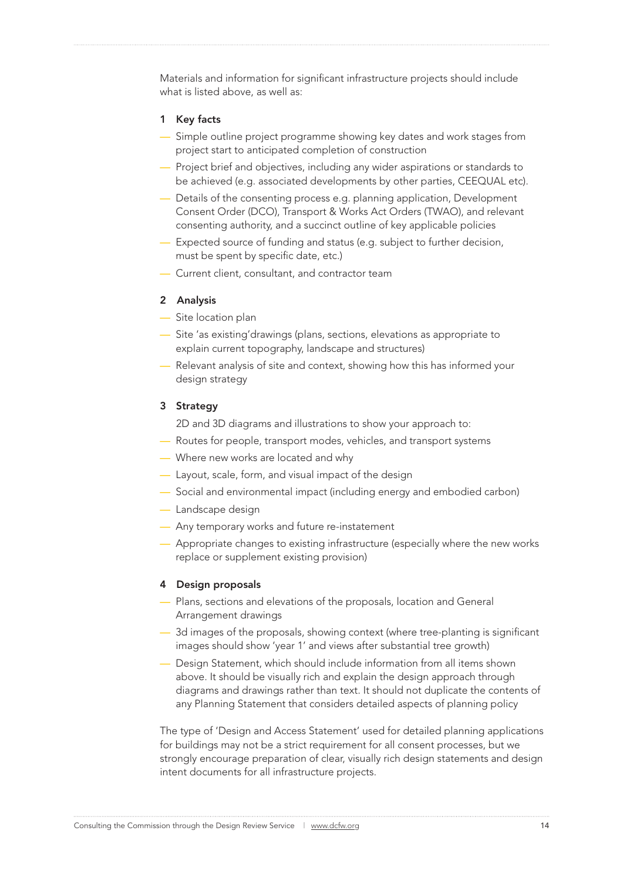Materials and information for significant infrastructure projects should include what is listed above, as well as:

**1 Key facts**

- Simple outline project programme showing key dates and work stages from project start to anticipated completion of construction
- Project brief and objectives, including any wider aspirations or standards to be achieved (e.g. associated developments by other parties, CEEQUAL etc).
- Details of the consenting process e.g. planning application, Development Consent Order (DCO), Transport & Works Act Orders (TWAO), and relevant consenting authority, and a succinct outline of key applicable policies
- Expected source of funding and status (e.g. subject to further decision, must be spent by specific date, etc.)
- Current client, consultant, and contractor team

**2 Analysis**

- Site location plan
- Site 'as existing'drawings (plans, sections, elevations as appropriate to explain current topography, landscape and structures)
- Relevant analysis of site and context, showing how this has informed your design strategy

**3 Strategy**

2D and 3D diagrams and illustrations to show your approach to:

- Routes for people, transport modes, vehicles, and transport systems
- Where new works are located and why
- Layout, scale, form, and visual impact of the design
- Social and environmental impact (including energy and embodied carbon)
- Landscape design
- Any temporary works and future re-instatement
- Appropriate changes to existing infrastructure (especially where the new works replace or supplement existing provision)

**4 Design proposals**

- Plans, sections and elevations of the proposals, location and General Arrangement drawings
- 3d images of the proposals, showing context (where tree-planting is significant images should show 'year 1' and views after substantial tree growth)
- Design Statement, which should include information from all items shown above. It should be visually rich and explain the design approach through diagrams and drawings rather than text. It should not duplicate the contents of any Planning Statement that considers detailed aspects of planning policy

The type of 'Design and Access Statement' used for detailed planning applications for buildings may not be a strict requirement for all consent processes, but we strongly encourage preparation of clear, visually rich design statements and design intent documents for all infrastructure projects.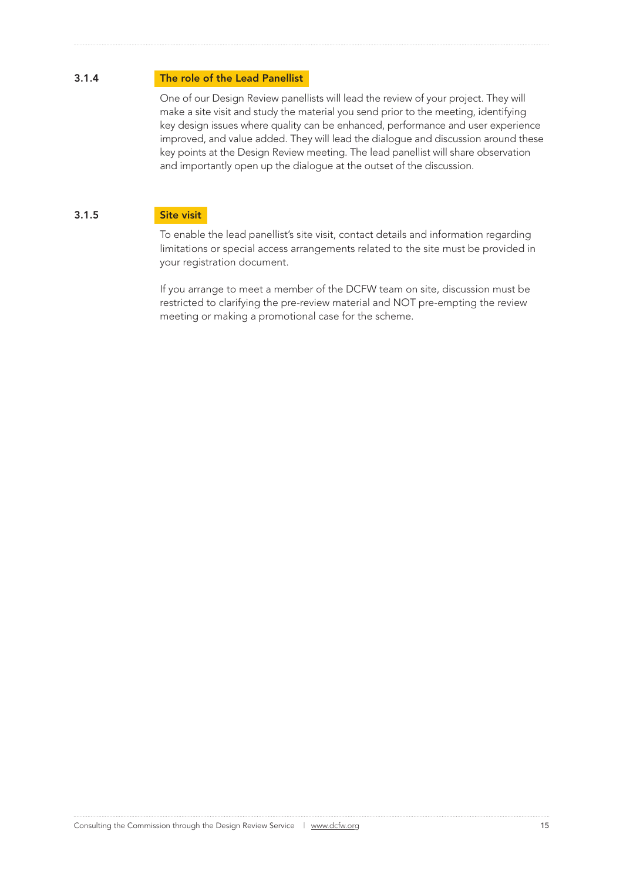### 3.1.4 The role of the Lead Panellist

One of our Design Review panellists will lead the review of your project. They will make a site visit and study the material you send prior to the meeting, identifying key design issues where quality can be enhanced, performance and user experience improved, and value added. They will lead the dialogue and discussion around these key points at the Design Review meeting. The lead panellist will share observation and importantly open up the dialogue at the outset of the discussion.

### 3.1.5 Site visit

To enable the lead panellist's site visit, contact details and information regarding limitations or special access arrangements related to the site must be provided in your registration document.

If you arrange to meet a member of the DCFW team on site, discussion must be restricted to clarifying the pre-review material and NOT pre-empting the review meeting or making a promotional case for the scheme.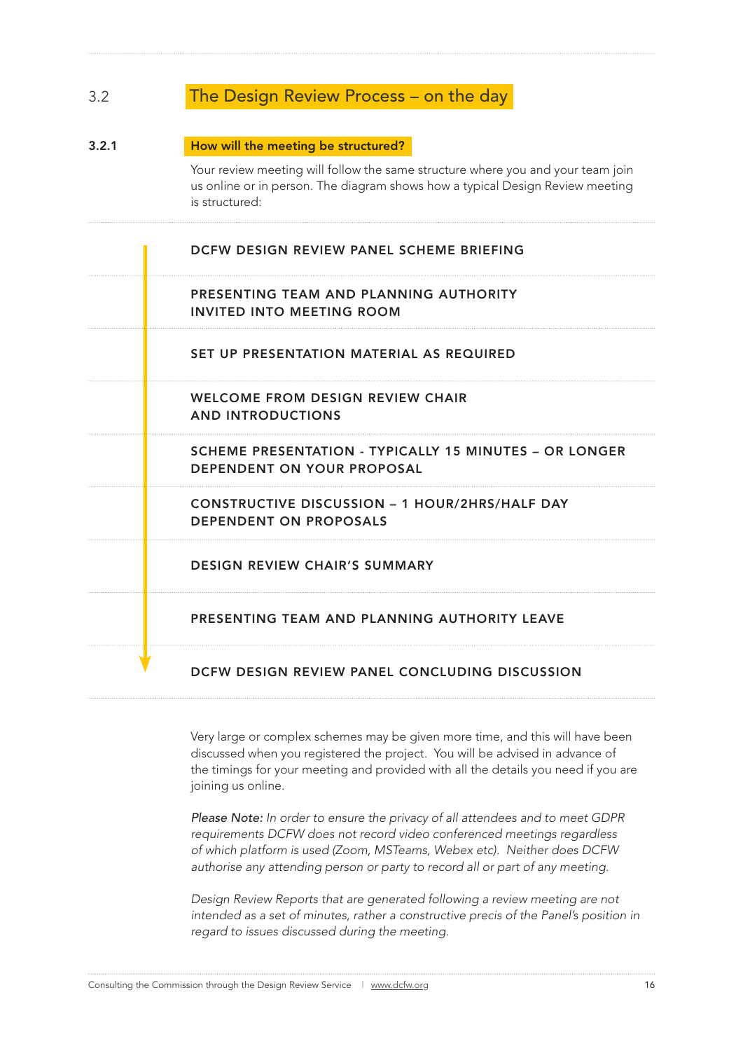## 3.2 The Design Review Process – on the day

### 3.2.1 How will the meeting be structured?

Your review meeting will follow the same structure where you and your team join us online or in person. The diagram shows how a typical Design Review meeting is structured:

- DCFW DESIGN REVIEW PANEL SCHEME BRIEFING
- PRESENTING TEAM AND PLANNING AUTHORITY INVITED INTO MEETING ROOM
- SET UP PRESENTATION MATERIAL AS REQUIRED
- WELCOME FROM DESIGN REVIEW CHAIR AND INTRODUCTIONS
- SCHEME PRESENTATION - TYPICALLY 15 MINUTES – OR LONGER DEPENDENT ON YOUR PROPOSAL
- CONSTRUCTIVE DISCUSSION – 1 HOUR/2HRS/HALF DAY DEPENDENT ON PROPOSALS
- DESIGN REVIEW CHAIR'S SUMMARY
- PRESENTING TEAM AND PLANNING AUTHORITY LEAVE
- DCFW DESIGN REVIEW PANEL CONCLUDING DISCUSSION

Very large or complex schemes may be given more time, and this will have been discussed when you registered the project. You will be advised in advance of the timings for your meeting and provided with all the details you need if you are joining us online.

*Please Note: In order to ensure the privacy of all attendees and to meet GDPR requirements DCFW does not record video conferenced meetings regardless of which platform is used (Zoom, MSTeams, Webex etc). Neither does DCFW authorise any attending person or party to record all or part of any meeting.*

*Design Review Reports that are generated following a review meeting are not intended as a set of minutes, rather a constructive precis of the Panel's position in regard to issues discussed during the meeting.*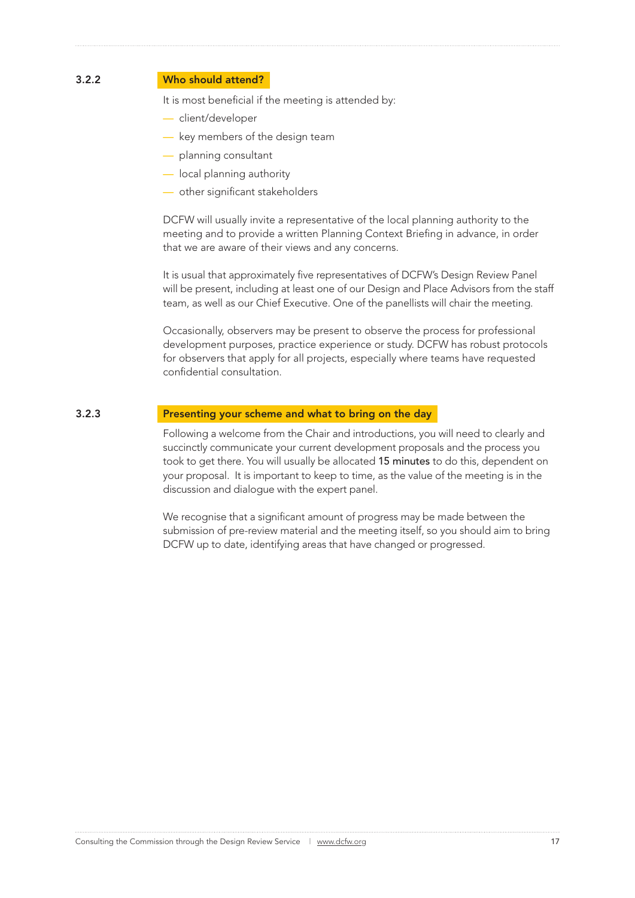### 3.2.2 Who should attend?

It is most beneficial if the meeting is attended by:

- client/developer
- key members of the design team
- planning consultant
- local planning authority
- other significant stakeholders

DCFW will usually invite a representative of the local planning authority to the meeting and to provide a written Planning Context Briefing in advance, in order that we are aware of their views and any concerns.

It is usual that approximately five representatives of DCFW's Design Review Panel will be present, including at least one of our Design and Place Advisors from the staff team, as well as our Chief Executive. One of the panellists will chair the meeting.

Occasionally, observers may be present to observe the process for professional development purposes, practice experience or study. DCFW has robust protocols for observers that apply for all projects, especially where teams have requested confidential consultation.

### 3.2.3 Presenting your scheme and what to bring on the day

Following a welcome from the Chair and introductions, you will need to clearly and succinctly communicate your current development proposals and the process you took to get there. You will usually be allocated **15 minutes** to do this, dependent on your proposal. It is important to keep to time, as the value of the meeting is in the discussion and dialogue with the expert panel.

We recognise that a significant amount of progress may be made between the submission of pre-review material and the meeting itself, so you should aim to bring DCFW up to date, identifying areas that have changed or progressed.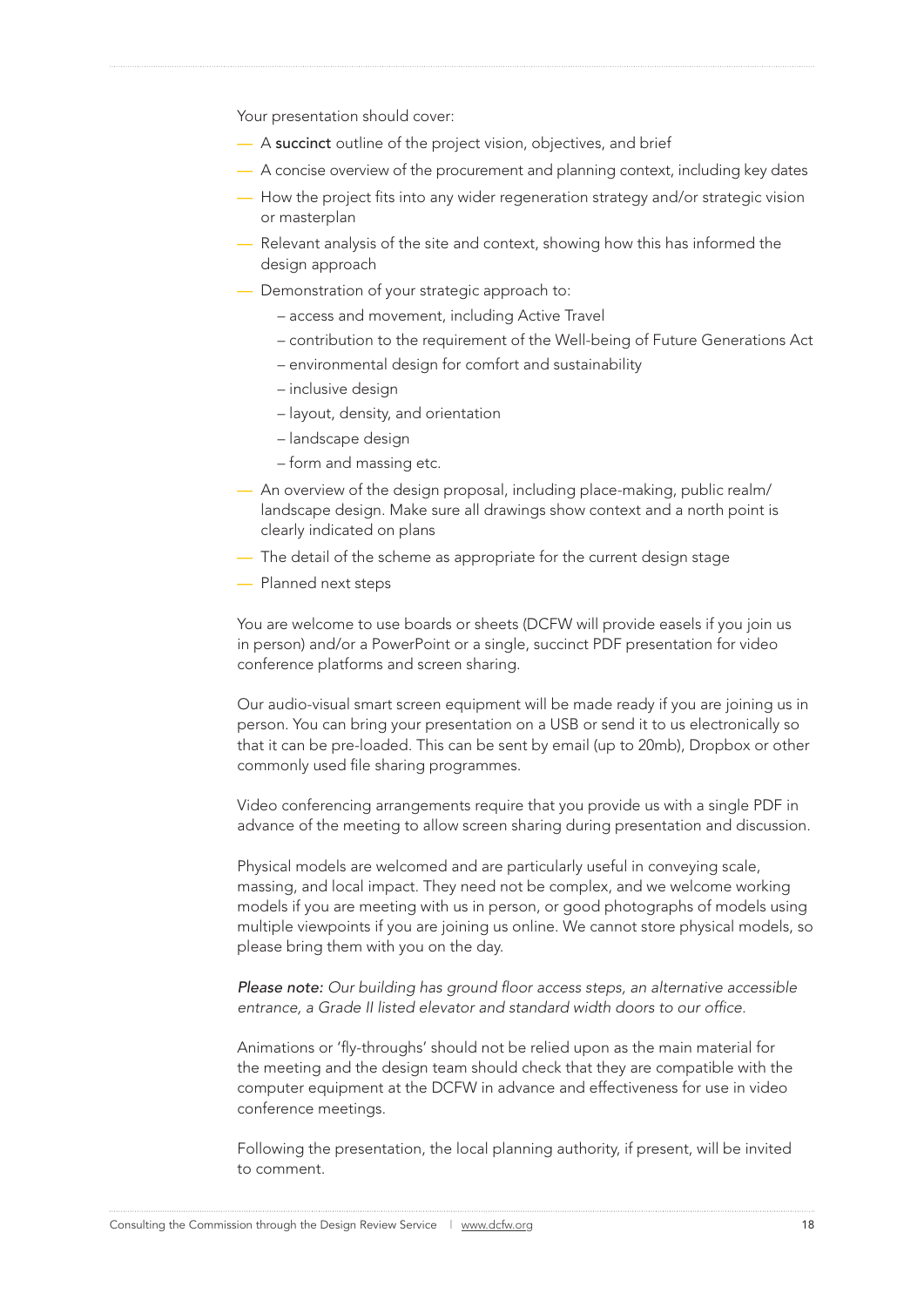Your presentation should cover:

- A **succinct** outline of the project vision, objectives, and brief
- A concise overview of the procurement and planning context, including key dates
- How the project fits into any wider regeneration strategy and/or strategic vision or masterplan
- Relevant analysis of the site and context, showing how this has informed the design approach
- Demonstration of your strategic approach to:
  - access and movement, including Active Travel
  - contribution to the requirement of the Well-being of Future Generations Act
  - environmental design for comfort and sustainability
  - inclusive design
  - layout, density, and orientation
  - landscape design
  - form and massing etc.
- An overview of the design proposal, including place-making, public realm/ landscape design. Make sure all drawings show context and a north point is clearly indicated on plans
- The detail of the scheme as appropriate for the current design stage
- Planned next steps

You are welcome to use boards or sheets (DCFW will provide easels if you join us in person) and/or a PowerPoint or a single, succinct PDF presentation for video conference platforms and screen sharing.

Our audio-visual smart screen equipment will be made ready if you are joining us in person. You can bring your presentation on a USB or send it to us electronically so that it can be pre-loaded. This can be sent by email (up to 20mb), Dropbox or other commonly used file sharing programmes.

Video conferencing arrangements require that you provide us with a single PDF in advance of the meeting to allow screen sharing during presentation and discussion.

Physical models are welcomed and are particularly useful in conveying scale, massing, and local impact. They need not be complex, and we welcome working models if you are meeting with us in person, or good photographs of models using multiple viewpoints if you are joining us online. We cannot store physical models, so please bring them with you on the day.

*Please note: Our building has ground floor access steps, an alternative accessible entrance, a Grade II listed elevator and standard width doors to our office.*

Animations or 'fly-throughs' should not be relied upon as the main material for the meeting and the design team should check that they are compatible with the computer equipment at the DCFW in advance and effectiveness for use in video conference meetings.

Following the presentation, the local planning authority, if present, will be invited to comment.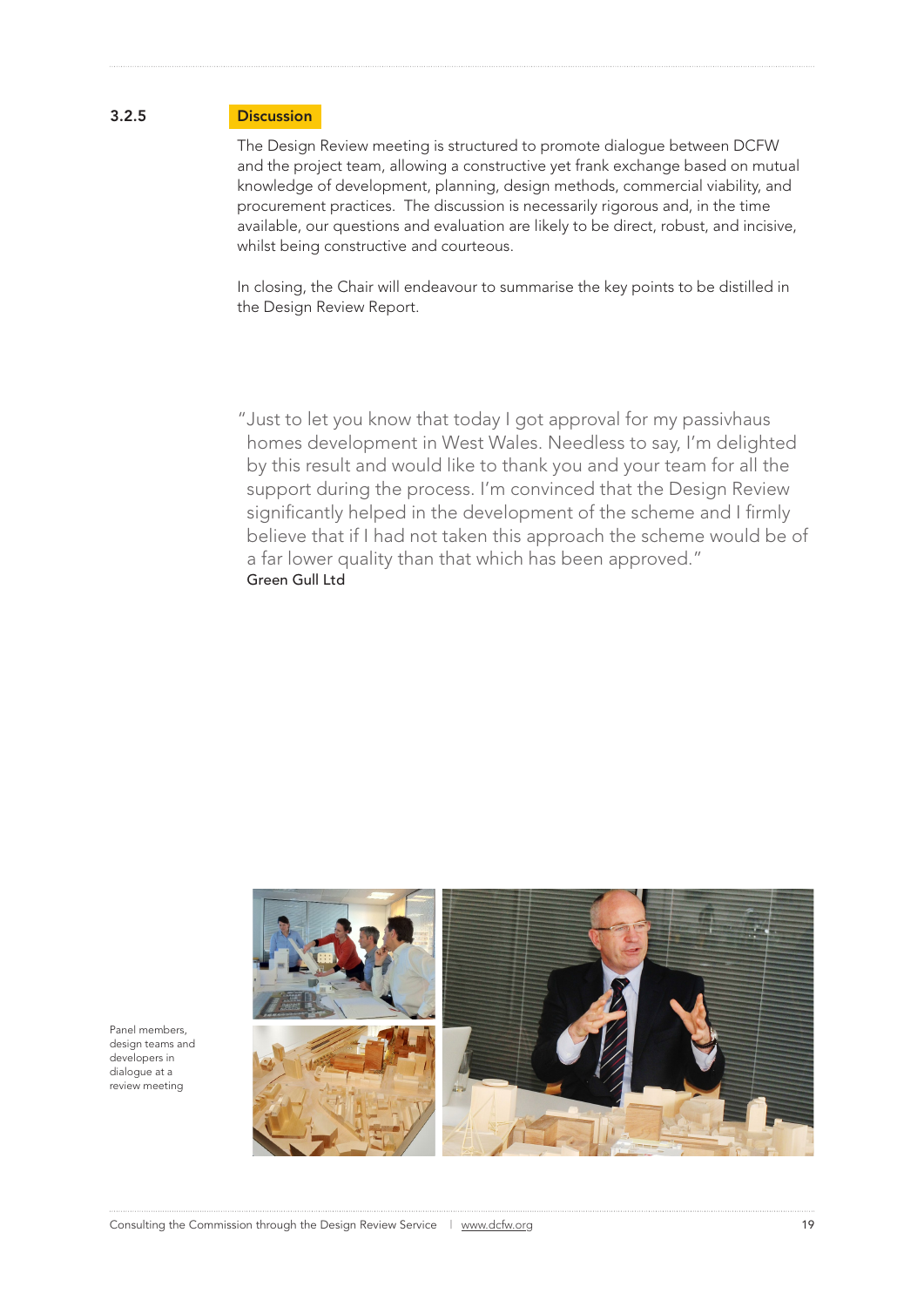### 3.2.5 Discussion

The Design Review meeting is structured to promote dialogue between DCFW and the project team, allowing a constructive yet frank exchange based on mutual knowledge of development, planning, design methods, commercial viability, and procurement practices. The discussion is necessarily rigorous and, in the time available, our questions and evaluation are likely to be direct, robust, and incisive, whilst being constructive and courteous.

In closing, the Chair will endeavour to summarise the key points to be distilled in the Design Review Report.

> "Just to let you know that today I got approval for my passivhaus homes development in West Wales. Needless to say, I'm delighted by this result and would like to thank you and your team for all the support during the process. I'm convinced that the Design Review significantly helped in the development of the scheme and I firmly believe that if I had not taken this approach the scheme would be of a far lower quality than that which has been approved."
>
> Green Gull Ltd

Panel members, design teams and developers in dialogue at a review meeting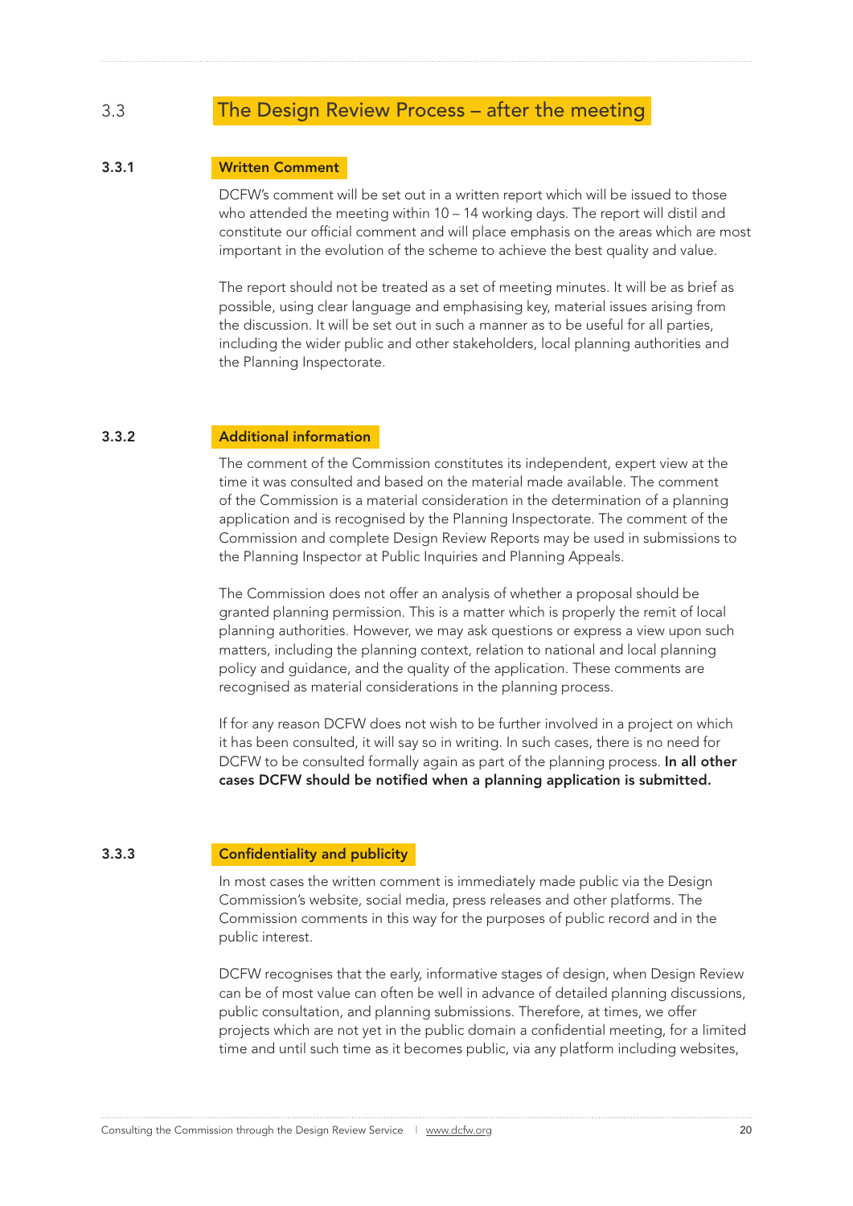## 3.3 The Design Review Process – after the meeting

### 3.3.1 Written Comment

DCFW's comment will be set out in a written report which will be issued to those who attended the meeting within 10 – 14 working days. The report will distil and constitute our official comment and will place emphasis on the areas which are most important in the evolution of the scheme to achieve the best quality and value.

The report should not be treated as a set of meeting minutes. It will be as brief as possible, using clear language and emphasising key, material issues arising from the discussion. It will be set out in such a manner as to be useful for all parties, including the wider public and other stakeholders, local planning authorities and the Planning Inspectorate.

### 3.3.2 Additional information

The comment of the Commission constitutes its independent, expert view at the time it was consulted and based on the material made available. The comment of the Commission is a material consideration in the determination of a planning application and is recognised by the Planning Inspectorate. The comment of the Commission and complete Design Review Reports may be used in submissions to the Planning Inspector at Public Inquiries and Planning Appeals.

The Commission does not offer an analysis of whether a proposal should be granted planning permission. This is a matter which is properly the remit of local planning authorities. However, we may ask questions or express a view upon such matters, including the planning context, relation to national and local planning policy and guidance, and the quality of the application. These comments are recognised as material considerations in the planning process.

If for any reason DCFW does not wish to be further involved in a project on which it has been consulted, it will say so in writing. In such cases, there is no need for DCFW to be consulted formally again as part of the planning process. **In all other cases DCFW should be notified when a planning application is submitted.**

### 3.3.3 Confidentiality and publicity

In most cases the written comment is immediately made public via the Design Commission's website, social media, press releases and other platforms. The Commission comments in this way for the purposes of public record and in the public interest.

DCFW recognises that the early, informative stages of design, when Design Review can be of most value can often be well in advance of detailed planning discussions, public consultation, and planning submissions. Therefore, at times, we offer projects which are not yet in the public domain a confidential meeting, for a limited time and until such time as it becomes public, via any platform including websites,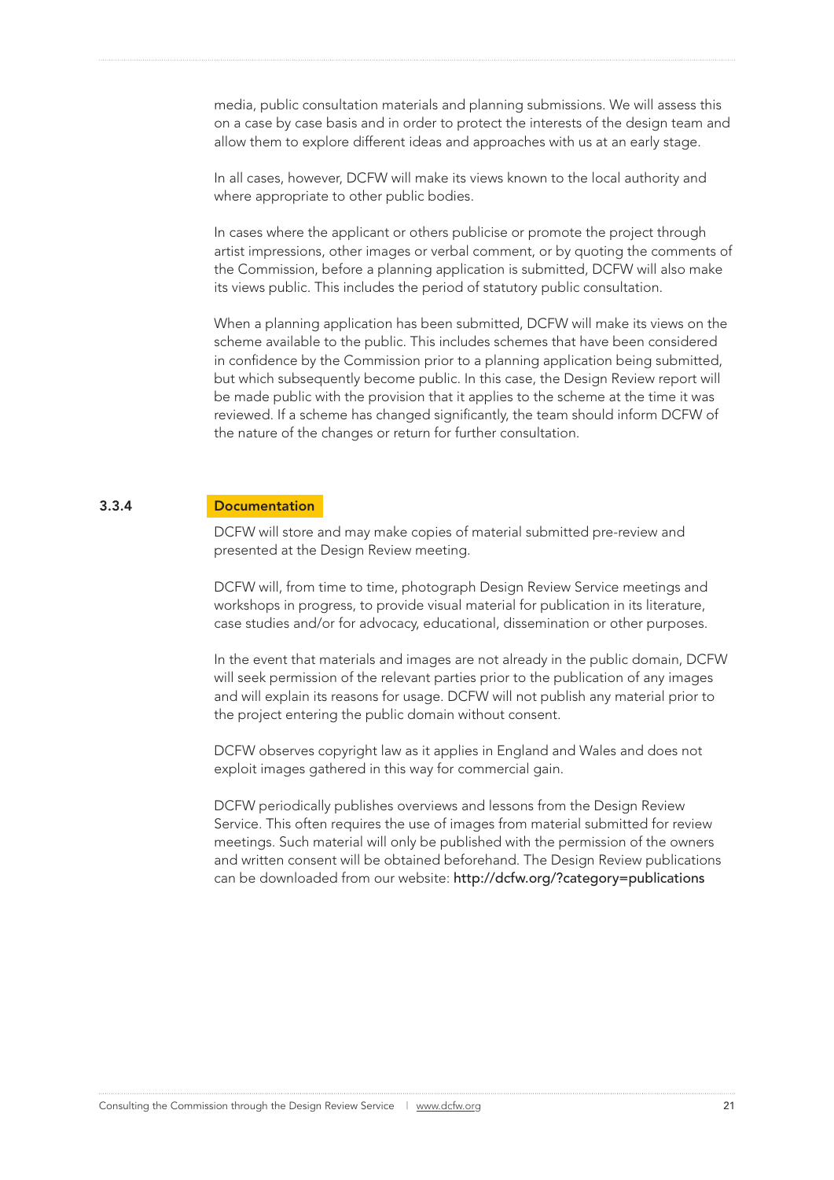media, public consultation materials and planning submissions. We will assess this on a case by case basis and in order to protect the interests of the design team and allow them to explore different ideas and approaches with us at an early stage.

In all cases, however, DCFW will make its views known to the local authority and where appropriate to other public bodies.

In cases where the applicant or others publicise or promote the project through artist impressions, other images or verbal comment, or by quoting the comments of the Commission, before a planning application is submitted, DCFW will also make its views public. This includes the period of statutory public consultation.

When a planning application has been submitted, DCFW will make its views on the scheme available to the public. This includes schemes that have been considered in confidence by the Commission prior to a planning application being submitted, but which subsequently become public. In this case, the Design Review report will be made public with the provision that it applies to the scheme at the time it was reviewed. If a scheme has changed significantly, the team should inform DCFW of the nature of the changes or return for further consultation.

### 3.3.4 Documentation

DCFW will store and may make copies of material submitted pre-review and presented at the Design Review meeting.

DCFW will, from time to time, photograph Design Review Service meetings and workshops in progress, to provide visual material for publication in its literature, case studies and/or for advocacy, educational, dissemination or other purposes.

In the event that materials and images are not already in the public domain, DCFW will seek permission of the relevant parties prior to the publication of any images and will explain its reasons for usage. DCFW will not publish any material prior to the project entering the public domain without consent.

DCFW observes copyright law as it applies in England and Wales and does not exploit images gathered in this way for commercial gain.

DCFW periodically publishes overviews and lessons from the Design Review Service. This often requires the use of images from material submitted for review meetings. Such material will only be published with the permission of the owners and written consent will be obtained beforehand. The Design Review publications can be downloaded from our website: http://dcfw.org/?category=publications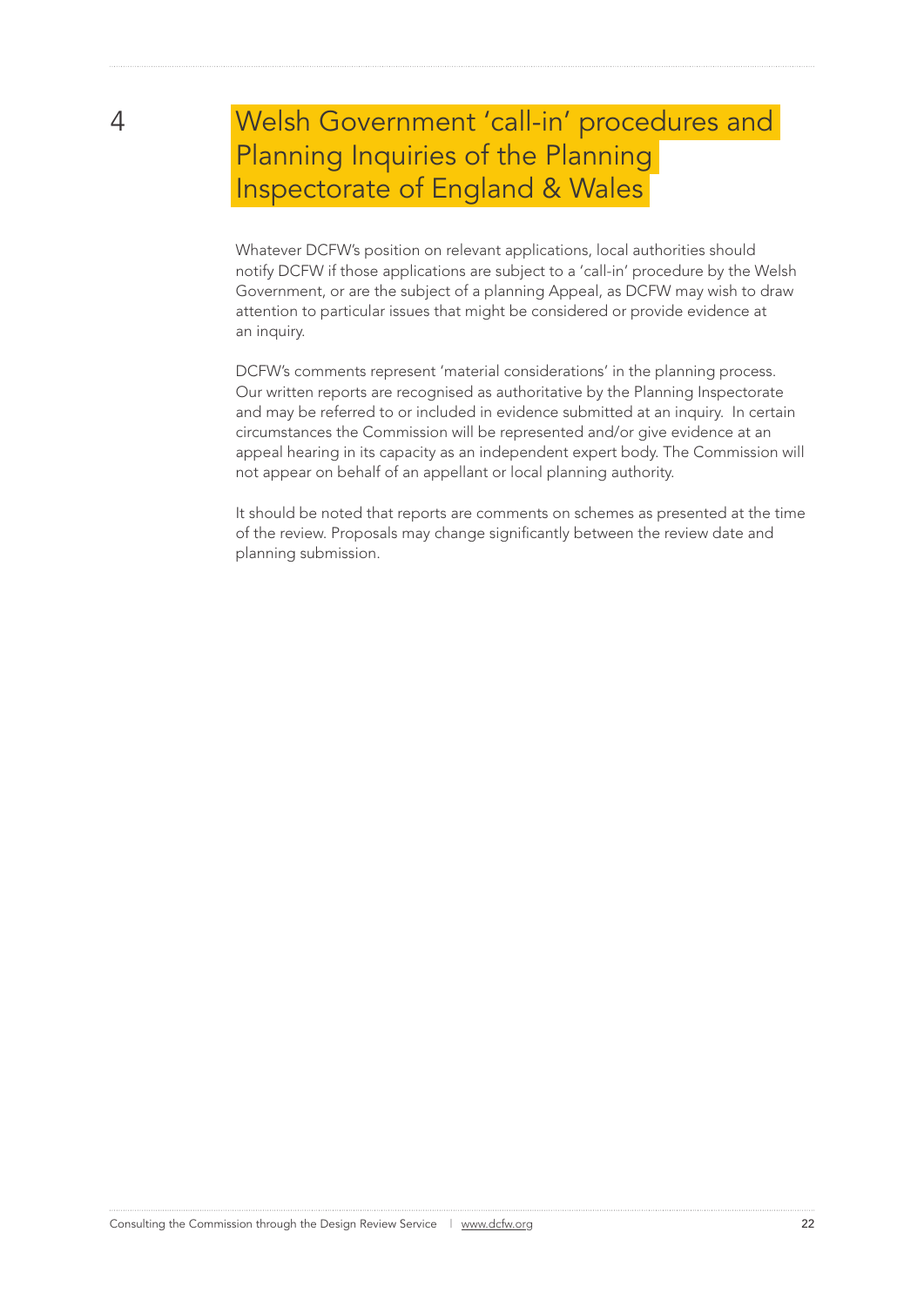# 4 Welsh Government 'call-in' procedures and Planning Inquiries of the Planning Inspectorate of England & Wales

Whatever DCFW's position on relevant applications, local authorities should notify DCFW if those applications are subject to a 'call-in' procedure by the Welsh Government, or are the subject of a planning Appeal, as DCFW may wish to draw attention to particular issues that might be considered or provide evidence at an inquiry.

DCFW's comments represent 'material considerations' in the planning process. Our written reports are recognised as authoritative by the Planning Inspectorate and may be referred to or included in evidence submitted at an inquiry. In certain circumstances the Commission will be represented and/or give evidence at an appeal hearing in its capacity as an independent expert body. The Commission will not appear on behalf of an appellant or local planning authority.

It should be noted that reports are comments on schemes as presented at the time of the review. Proposals may change significantly between the review date and planning submission.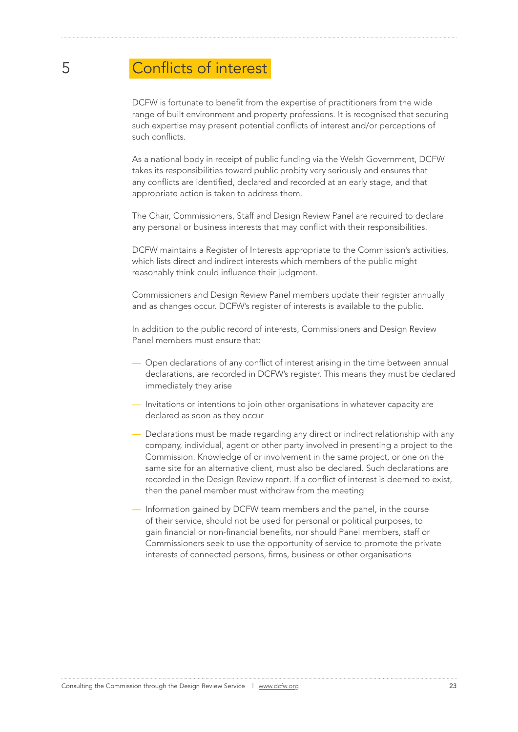# 5 Conflicts of interest

DCFW is fortunate to benefit from the expertise of practitioners from the wide range of built environment and property professions. It is recognised that securing such expertise may present potential conflicts of interest and/or perceptions of such conflicts.

As a national body in receipt of public funding via the Welsh Government, DCFW takes its responsibilities toward public probity very seriously and ensures that any conflicts are identified, declared and recorded at an early stage, and that appropriate action is taken to address them.

The Chair, Commissioners, Staff and Design Review Panel are required to declare any personal or business interests that may conflict with their responsibilities.

DCFW maintains a Register of Interests appropriate to the Commission's activities, which lists direct and indirect interests which members of the public might reasonably think could influence their judgment.

Commissioners and Design Review Panel members update their register annually and as changes occur. DCFW's register of interests is available to the public.

In addition to the public record of interests, Commissioners and Design Review Panel members must ensure that:

- Open declarations of any conflict of interest arising in the time between annual declarations, are recorded in DCFW's register. This means they must be declared immediately they arise
- Invitations or intentions to join other organisations in whatever capacity are declared as soon as they occur
- Declarations must be made regarding any direct or indirect relationship with any company, individual, agent or other party involved in presenting a project to the Commission. Knowledge of or involvement in the same project, or one on the same site for an alternative client, must also be declared. Such declarations are recorded in the Design Review report. If a conflict of interest is deemed to exist, then the panel member must withdraw from the meeting
- Information gained by DCFW team members and the panel, in the course of their service, should not be used for personal or political purposes, to gain financial or non-financial benefits, nor should Panel members, staff or Commissioners seek to use the opportunity of service to promote the private interests of connected persons, firms, business or other organisations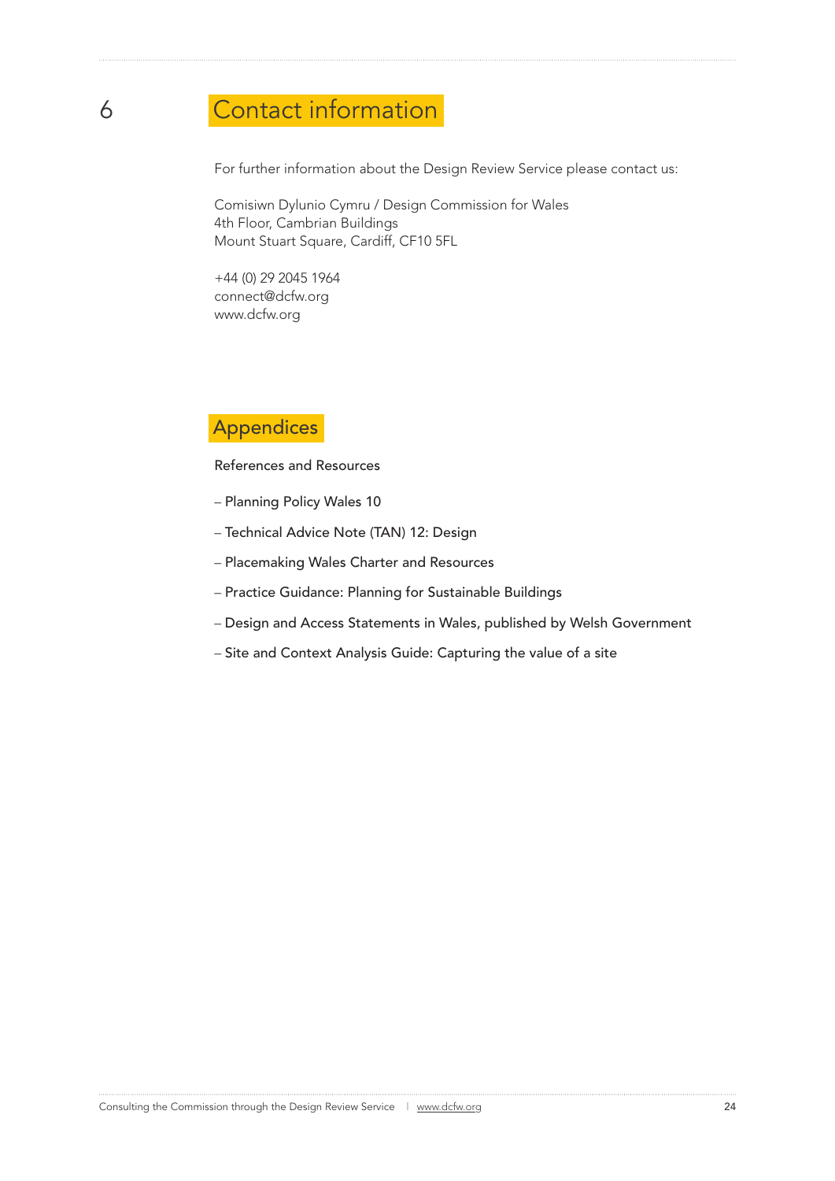# 6 Contact information

For further information about the Design Review Service please contact us:

Comisiwn Dylunio Cymru / Design Commission for Wales
4th Floor, Cambrian Buildings
Mount Stuart Square, Cardiff, CF10 5FL

+44 (0) 29 2045 1964
connect@dcfw.org
www.dcfw.org

# Appendices

References and Resources

– Planning Policy Wales 10

– Technical Advice Note (TAN) 12: Design

– Placemaking Wales Charter and Resources

– Practice Guidance: Planning for Sustainable Buildings

– Design and Access Statements in Wales, published by Welsh Government

– Site and Context Analysis Guide: Capturing the value of a site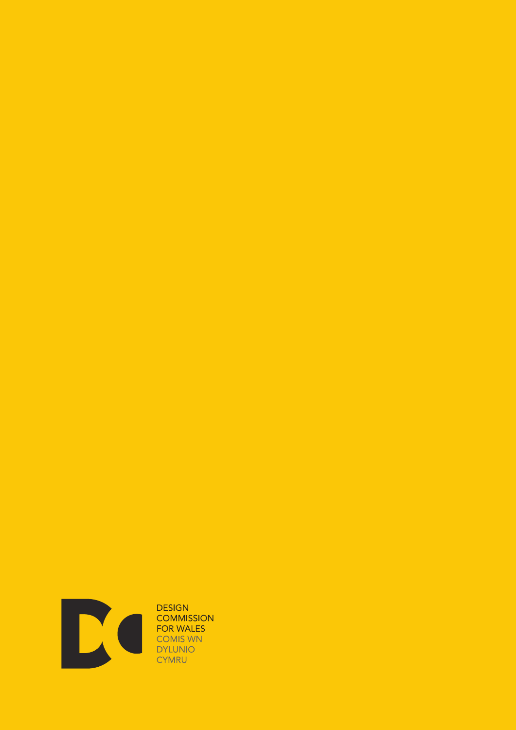DESIGN
COMMISSION
FOR WALES
COMISIWN
DYLUNIO
CYMRU